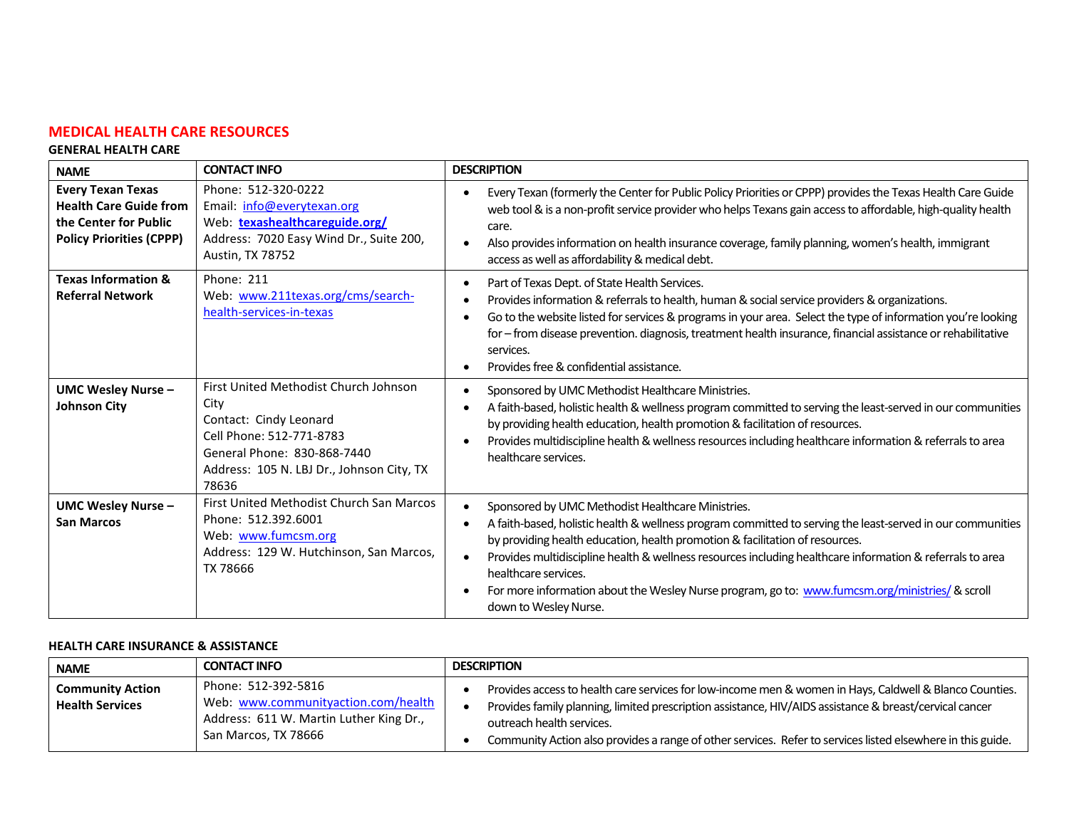# MEDICAL HEALTH CARE RESOURCES

### GENERAL HEALTH CARE

| NAME | CONTACT INFO | DESCRIPTION |
| --- | --- | --- |
| **Every Texan Texas Health Care Guide from the Center for Public Policy Priorities (CPPP)** | Phone: 512-320-0222<br>Email: info@everytexan.org<br>Web: **texashealthcareguide.org/**<br>Address: 7020 Easy Wind Dr., Suite 200, Austin, TX 78752 | • Every Texan (formerly the Center for Public Policy Priorities or CPPP) provides the Texas Health Care Guide web tool & is a non-profit service provider who helps Texans gain access to affordable, high-quality health care.<br>• Also provides information on health insurance coverage, family planning, women's health, immigrant access as well as affordability & medical debt. |
| **Texas Information & Referral Network** | Phone: 211<br>Web: www.211texas.org/cms/search-health-services-in-texas | • Part of Texas Dept. of State Health Services.<br>• Provides information & referrals to health, human & social service providers & organizations.<br>• Go to the website listed for services & programs in your area. Select the type of information you're looking for – from disease prevention. diagnosis, treatment health insurance, financial assistance or rehabilitative services.<br>• Provides free & confidential assistance. |
| **UMC Wesley Nurse – Johnson City** | First United Methodist Church Johnson City<br>Contact: Cindy Leonard<br>Cell Phone: 512-771-8783<br>General Phone: 830-868-7440<br>Address: 105 N. LBJ Dr., Johnson City, TX 78636 | • Sponsored by UMC Methodist Healthcare Ministries.<br>• A faith-based, holistic health & wellness program committed to serving the least-served in our communities by providing health education, health promotion & facilitation of resources.<br>• Provides multidiscipline health & wellness resources including healthcare information & referrals to area healthcare services. |
| **UMC Wesley Nurse – San Marcos** | First United Methodist Church San Marcos<br>Phone: 512.392.6001<br>Web: www.fumcsm.org<br>Address: 129 W. Hutchinson, San Marcos, TX 78666 | • Sponsored by UMC Methodist Healthcare Ministries.<br>• A faith-based, holistic health & wellness program committed to serving the least-served in our communities by providing health education, health promotion & facilitation of resources.<br>• Provides multidiscipline health & wellness resources including healthcare information & referrals to area healthcare services.<br>• For more information about the Wesley Nurse program, go to: www.fumcsm.org/ministries/ & scroll down to Wesley Nurse. |

### HEALTH CARE INSURANCE & ASSISTANCE

| NAME | CONTACT INFO | DESCRIPTION |
| --- | --- | --- |
| **Community Action Health Services** | Phone: 512-392-5816<br>Web: www.communityaction.com/health<br>Address: 611 W. Martin Luther King Dr., San Marcos, TX 78666 | • Provides access to health care services for low-income men & women in Hays, Caldwell & Blanco Counties.<br>• Provides family planning, limited prescription assistance, HIV/AIDS assistance & breast/cervical cancer outreach health services.<br>• Community Action also provides a range of other services. Refer to services listed elsewhere in this guide. |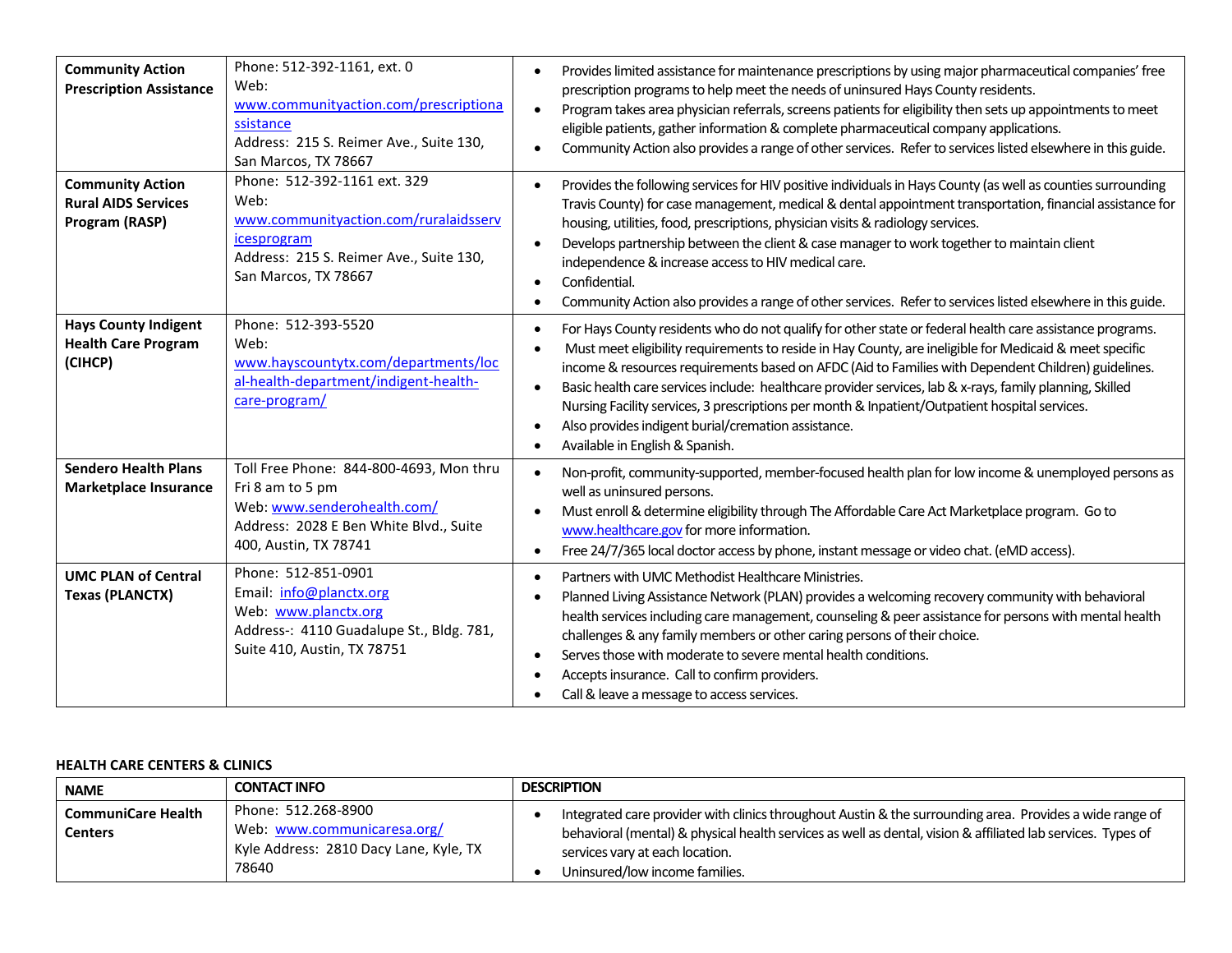| | | |
|---|---|---|
| **Community Action Prescription Assistance** | Phone: 512-392-1161, ext. 0<br>Web: www.communityaction.com/prescriptionassistance<br>Address: 215 S. Reimer Ave., Suite 130, San Marcos, TX 78667 | • Provides limited assistance for maintenance prescriptions by using major pharmaceutical companies' free prescription programs to help meet the needs of uninsured Hays County residents.<br>• Program takes area physician referrals, screens patients for eligibility then sets up appointments to meet eligible patients, gather information & complete pharmaceutical company applications.<br>• Community Action also provides a range of other services. Refer to services listed elsewhere in this guide. |
| **Community Action Rural AIDS Services Program (RASP)** | Phone: 512-392-1161 ext. 329<br>Web: www.communityaction.com/ruralaidsservicesprogram<br>Address: 215 S. Reimer Ave., Suite 130, San Marcos, TX 78667 | • Provides the following services for HIV positive individuals in Hays County (as well as counties surrounding Travis County) for case management, medical & dental appointment transportation, financial assistance for housing, utilities, food, prescriptions, physician visits & radiology services.<br>• Develops partnership between the client & case manager to work together to maintain client independence & increase access to HIV medical care.<br>• Confidential.<br>• Community Action also provides a range of other services. Refer to services listed elsewhere in this guide. |
| **Hays County Indigent Health Care Program (CIHCP)** | Phone: 512-393-5520<br>Web: www.hayscountytx.com/departments/local-health-department/indigent-health-care-program/ | • For Hays County residents who do not qualify for other state or federal health care assistance programs.<br>• Must meet eligibility requirements to reside in Hay County, are ineligible for Medicaid & meet specific income & resources requirements based on AFDC (Aid to Families with Dependent Children) guidelines.<br>• Basic health care services include: healthcare provider services, lab & x-rays, family planning, Skilled Nursing Facility services, 3 prescriptions per month & Inpatient/Outpatient hospital services.<br>• Also provides indigent burial/cremation assistance.<br>• Available in English & Spanish. |
| **Sendero Health Plans Marketplace Insurance** | Toll Free Phone: 844-800-4693, Mon thru Fri 8 am to 5 pm<br>Web: www.senderohealth.com/<br>Address: 2028 E Ben White Blvd., Suite 400, Austin, TX 78741 | • Non-profit, community-supported, member-focused health plan for low income & unemployed persons as well as uninsured persons.<br>• Must enroll & determine eligibility through The Affordable Care Act Marketplace program. Go to www.healthcare.gov for more information.<br>• Free 24/7/365 local doctor access by phone, instant message or video chat. (eMD access). |
| **UMC PLAN of Central Texas (PLANCTX)** | Phone: 512-851-0901<br>Email: info@planctx.org<br>Web: www.planctx.org<br>Address-: 4110 Guadalupe St., Bldg. 781, Suite 410, Austin, TX 78751 | • Partners with UMC Methodist Healthcare Ministries.<br>• Planned Living Assistance Network (PLAN) provides a welcoming recovery community with behavioral health services including care management, counseling & peer assistance for persons with mental health challenges & any family members or other caring persons of their choice.<br>• Serves those with moderate to severe mental health conditions.<br>• Accepts insurance. Call to confirm providers.<br>• Call & leave a message to access services. |

**HEALTH CARE CENTERS & CLINICS**

| NAME | CONTACT INFO | DESCRIPTION |
|---|---|---|
| **CommuniCare Health Centers** | Phone: 512.268-8900<br>Web: www.communicaresa.org/<br>Kyle Address: 2810 Dacy Lane, Kyle, TX 78640 | • Integrated care provider with clinics throughout Austin & the surrounding area. Provides a wide range of behavioral (mental) & physical health services as well as dental, vision & affiliated lab services. Types of services vary at each location.<br>• Uninsured/low income families. |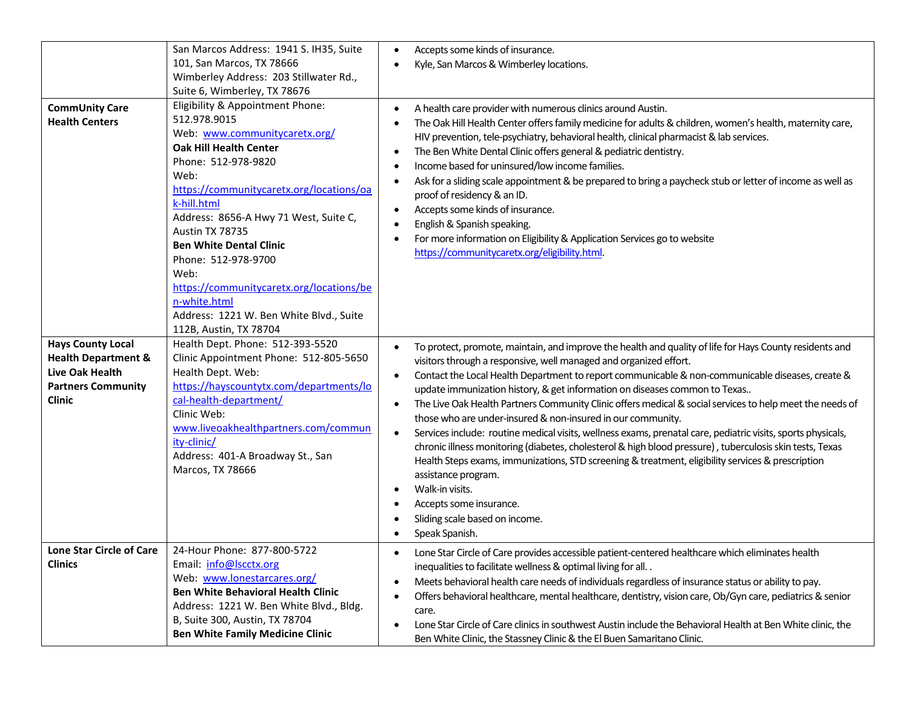| | | |
|---|---|---|
| | San Marcos Address: 1941 S. IH35, Suite 101, San Marcos, TX 78666<br>Wimberley Address: 203 Stillwater Rd., Suite 6, Wimberley, TX 78676 | • Accepts some kinds of insurance.<br>• Kyle, San Marcos & Wimberley locations. |
| **CommUnity Care Health Centers** | Eligibility & Appointment Phone: 512.978.9015<br>Web: [www.communitycaretx.org/](www.communitycaretx.org/)<br>**Oak Hill Health Center**<br>Phone: 512-978-9820<br>Web: [https://communitycaretx.org/locations/oak-hill.html](https://communitycaretx.org/locations/oak-hill.html)<br>Address: 8656-A Hwy 71 West, Suite C, Austin TX 78735<br>**Ben White Dental Clinic**<br>Phone: 512-978-9700<br>Web: [https://communitycaretx.org/locations/ben-white.html](https://communitycaretx.org/locations/ben-white.html)<br>Address: 1221 W. Ben White Blvd., Suite 112B, Austin, TX 78704 | • A health care provider with numerous clinics around Austin.<br>• The Oak Hill Health Center offers family medicine for adults & children, women's health, maternity care, HIV prevention, tele-psychiatry, behavioral health, clinical pharmacist & lab services.<br>• The Ben White Dental Clinic offers general & pediatric dentistry.<br>• Income based for uninsured/low income families.<br>• Ask for a sliding scale appointment & be prepared to bring a paycheck stub or letter of income as well as proof of residency & an ID.<br>• Accepts some kinds of insurance.<br>• English & Spanish speaking.<br>• For more information on Eligibility & Application Services go to website [https://communitycaretx.org/eligibility.html](https://communitycaretx.org/eligibility.html). |
| **Hays County Local Health Department & Live Oak Health Partners Community Clinic** | Health Dept. Phone: 512-393-5520<br>Clinic Appointment Phone: 512-805-5650<br>Health Dept. Web: [https://hayscountytx.com/departments/local-health-department/](https://hayscountytx.com/departments/local-health-department/)<br>Clinic Web: [www.liveoakhealthpartners.com/community-clinic/](www.liveoakhealthpartners.com/community-clinic/)<br>Address: 401-A Broadway St., San Marcos, TX 78666 | • To protect, promote, maintain, and improve the health and quality of life for Hays County residents and visitors through a responsive, well managed and organized effort.<br>• Contact the Local Health Department to report communicable & non-communicable diseases, create & update immunization history, & get information on diseases common to Texas..<br>• The Live Oak Health Partners Community Clinic offers medical & social services to help meet the needs of those who are under-insured & non-insured in our community.<br>• Services include: routine medical visits, wellness exams, prenatal care, pediatric visits, sports physicals, chronic illness monitoring (diabetes, cholesterol & high blood pressure) , tuberculosis skin tests, Texas Health Steps exams, immunizations, STD screening & treatment, eligibility services & prescription assistance program.<br>• Walk-in visits.<br>• Accepts some insurance.<br>• Sliding scale based on income.<br>• Speak Spanish. |
| **Lone Star Circle of Care Clinics** | 24-Hour Phone: 877-800-5722<br>Email: [info@lscctx.org](mailto:info@lscctx.org)<br>Web: [www.lonestarcares.org/](www.lonestarcares.org/)<br>**Ben White Behavioral Health Clinic**<br>Address: 1221 W. Ben White Blvd., Bldg. B, Suite 300, Austin, TX 78704<br>**Ben White Family Medicine Clinic** | • Lone Star Circle of Care provides accessible patient-centered healthcare which eliminates health inequalities to facilitate wellness & optimal living for all. .<br>• Meets behavioral health care needs of individuals regardless of insurance status or ability to pay.<br>• Offers behavioral healthcare, mental healthcare, dentistry, vision care, Ob/Gyn care, pediatrics & senior care.<br>• Lone Star Circle of Care clinics in southwest Austin include the Behavioral Health at Ben White clinic, the Ben White Clinic, the Stassney Clinic & the El Buen Samaritano Clinic. |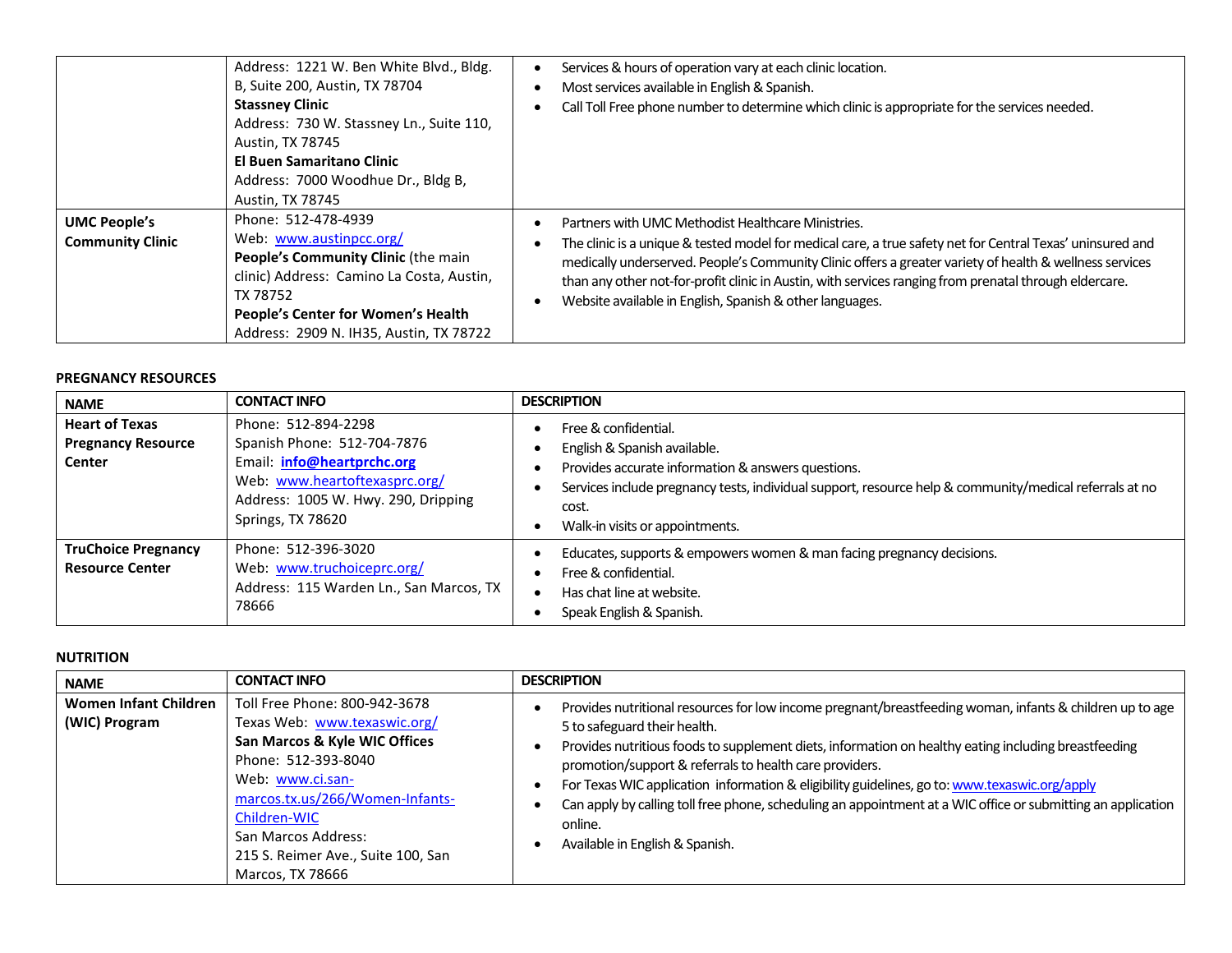| | | |
|---|---|---|
| | Address: 1221 W. Ben White Blvd., Bldg. B, Suite 200, Austin, TX 78704<br>**Stassney Clinic**<br>Address: 730 W. Stassney Ln., Suite 110, Austin, TX 78745<br>**El Buen Samaritano Clinic**<br>Address: 7000 Woodhue Dr., Bldg B, Austin, TX 78745 | • Services & hours of operation vary at each clinic location.<br>• Most services available in English & Spanish.<br>• Call Toll Free phone number to determine which clinic is appropriate for the services needed. |
| **UMC People's Community Clinic** | Phone: 512-478-4939<br>Web: www.austinpcc.org/<br>**People's Community Clinic** (the main clinic) Address: Camino La Costa, Austin, TX 78752<br>**People's Center for Women's Health**<br>Address: 2909 N. IH35, Austin, TX 78722 | • Partners with UMC Methodist Healthcare Ministries.<br>• The clinic is a unique & tested model for medical care, a true safety net for Central Texas' uninsured and medically underserved. People's Community Clinic offers a greater variety of health & wellness services than any other not-for-profit clinic in Austin, with services ranging from prenatal through eldercare.<br>• Website available in English, Spanish & other languages. |

**PREGNANCY RESOURCES**

| NAME | CONTACT INFO | DESCRIPTION |
|---|---|---|
| **Heart of Texas Pregnancy Resource Center** | Phone: 512-894-2298<br>Spanish Phone: 512-704-7876<br>Email: **info@heartprchc.org**<br>Web: www.heartoftexasprc.org/<br>Address: 1005 W. Hwy. 290, Dripping Springs, TX 78620 | • Free & confidential.<br>• English & Spanish available.<br>• Provides accurate information & answers questions.<br>• Services include pregnancy tests, individual support, resource help & community/medical referrals at no cost.<br>• Walk-in visits or appointments. |
| **TruChoice Pregnancy Resource Center** | Phone: 512-396-3020<br>Web: www.truchoiceprc.org/<br>Address: 115 Warden Ln., San Marcos, TX 78666 | • Educates, supports & empowers women & man facing pregnancy decisions.<br>• Free & confidential.<br>• Has chat line at website.<br>• Speak English & Spanish. |

**NUTRITION**

| NAME | CONTACT INFO | DESCRIPTION |
|---|---|---|
| **Women Infant Children (WIC) Program** | Toll Free Phone: 800-942-3678<br>Texas Web: www.texaswic.org/<br>**San Marcos & Kyle WIC Offices**<br>Phone: 512-393-8040<br>Web: www.ci.san-marcos.tx.us/266/Women-Infants-Children-WIC<br>San Marcos Address:<br>215 S. Reimer Ave., Suite 100, San Marcos, TX 78666 | • Provides nutritional resources for low income pregnant/breastfeeding woman, infants & children up to age 5 to safeguard their health.<br>• Provides nutritious foods to supplement diets, information on healthy eating including breastfeeding promotion/support & referrals to health care providers.<br>• For Texas WIC application information & eligibility guidelines, go to: www.texaswic.org/apply<br>• Can apply by calling toll free phone, scheduling an appointment at a WIC office or submitting an application online.<br>• Available in English & Spanish. |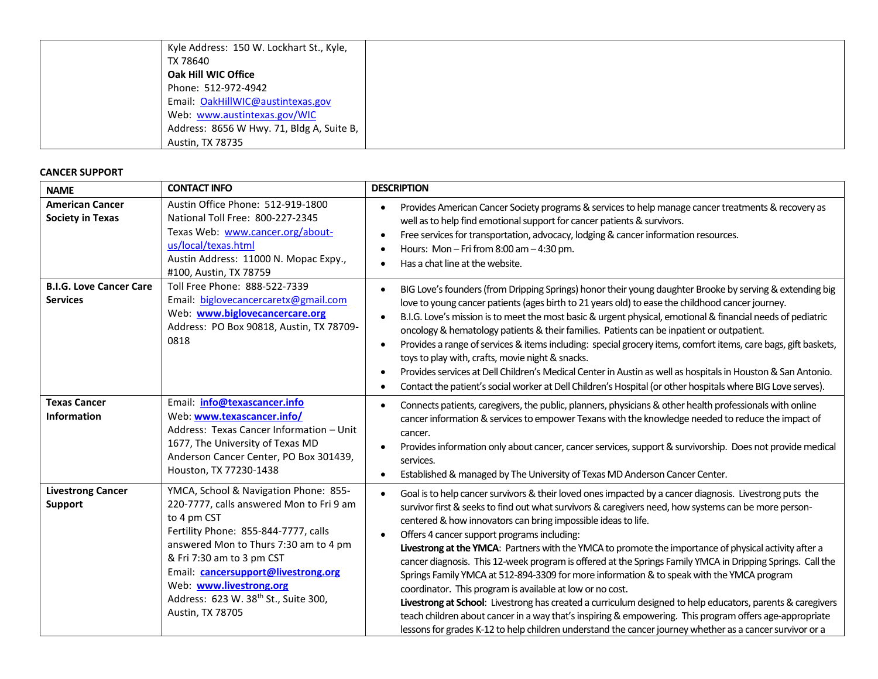| | | |
|---|---|---|
| | Kyle Address: 150 W. Lockhart St., Kyle, TX 78640<br>**Oak Hill WIC Office**<br>Phone: 512-972-4942<br>Email: OakHillWIC@austintexas.gov<br>Web: www.austintexas.gov/WIC<br>Address: 8656 W Hwy. 71, Bldg A, Suite B, Austin, TX 78735 | |

**CANCER SUPPORT**

| NAME | CONTACT INFO | DESCRIPTION |
|---|---|---|
| **American Cancer Society in Texas** | Austin Office Phone: 512-919-1800<br>National Toll Free: 800-227-2345<br>Texas Web: www.cancer.org/about-us/local/texas.html<br>Austin Address: 11000 N. Mopac Expy., #100, Austin, TX 78759 | • Provides American Cancer Society programs & services to help manage cancer treatments & recovery as well as to help find emotional support for cancer patients & survivors.<br>• Free services for transportation, advocacy, lodging & cancer information resources.<br>• Hours: Mon – Fri from 8:00 am – 4:30 pm.<br>• Has a chat line at the website. |
| **B.I.G. Love Cancer Care Services** | Toll Free Phone: 888-522-7339<br>Email: biglovecancercaretx@gmail.com<br>Web: **www.biglovecancercare.org**<br>Address: PO Box 90818, Austin, TX 78709-0818 | • BIG Love's founders (from Dripping Springs) honor their young daughter Brooke by serving & extending big love to young cancer patients (ages birth to 21 years old) to ease the childhood cancer journey.<br>• B.I.G. Love's mission is to meet the most basic & urgent physical, emotional & financial needs of pediatric oncology & hematology patients & their families. Patients can be inpatient or outpatient.<br>• Provides a range of services & items including: special grocery items, comfort items, care bags, gift baskets, toys to play with, crafts, movie night & snacks.<br>• Provides services at Dell Children's Medical Center in Austin as well as hospitals in Houston & San Antonio.<br>• Contact the patient's social worker at Dell Children's Hospital (or other hospitals where BIG Love serves). |
| **Texas Cancer Information** | Email: **info@texascancer.info**<br>Web: **www.texascancer.info/**<br>Address: Texas Cancer Information – Unit 1677, The University of Texas MD Anderson Cancer Center, PO Box 301439, Houston, TX 77230-1438 | • Connects patients, caregivers, the public, planners, physicians & other health professionals with online cancer information & services to empower Texans with the knowledge needed to reduce the impact of cancer.<br>• Provides information only about cancer, cancer services, support & survivorship. Does not provide medical services.<br>• Established & managed by The University of Texas MD Anderson Cancer Center. |
| **Livestrong Cancer Support** | YMCA, School & Navigation Phone: 855-220-7777, calls answered Mon to Fri 9 am to 4 pm CST<br>Fertility Phone: 855-844-7777, calls answered Mon to Thurs 7:30 am to 4 pm & Fri 7:30 am to 3 pm CST<br>Email: **cancersupport@livestrong.org**<br>Web: **www.livestrong.org**<br>Address: 623 W. 38th St., Suite 300, Austin, TX 78705 | • Goal is to help cancer survivors & their loved ones impacted by a cancer diagnosis. Livestrong puts the survivor first & seeks to find out what survivors & caregivers need, how systems can be more person-centered & how innovators can bring impossible ideas to life.<br>• Offers 4 cancer support programs including:<br>**Livestrong at the YMCA**: Partners with the YMCA to promote the importance of physical activity after a cancer diagnosis. This 12-week program is offered at the Springs Family YMCA in Dripping Springs. Call the Springs Family YMCA at 512-894-3309 for more information & to speak with the YMCA program coordinator. This program is available at low or no cost.<br>**Livestrong at School**: Livestrong has created a curriculum designed to help educators, parents & caregivers teach children about cancer in a way that's inspiring & empowering. This program offers age-appropriate lessons for grades K-12 to help children understand the cancer journey whether as a cancer survivor or a |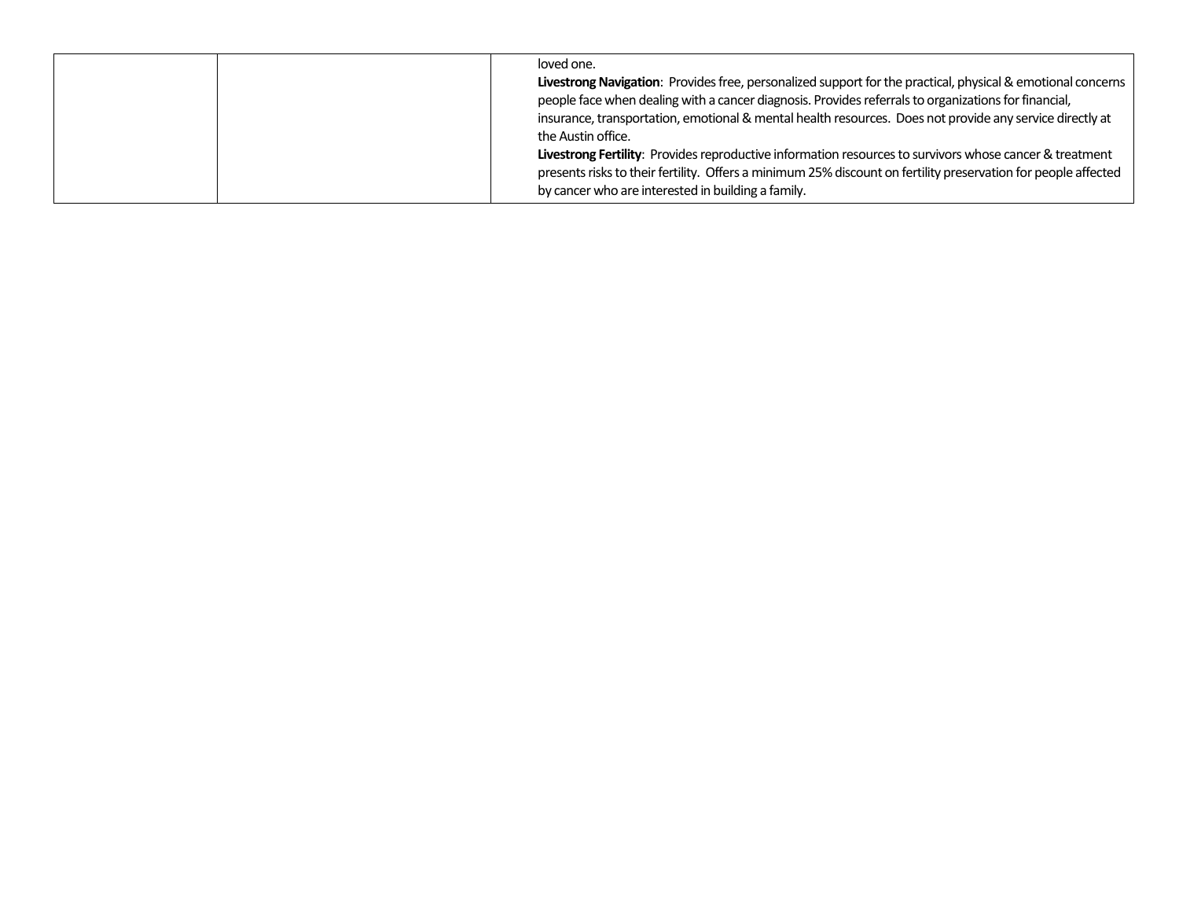| | | |
|---|---|---|
| | | loved one.<br>**Livestrong Navigation**: Provides free, personalized support for the practical, physical & emotional concerns people face when dealing with a cancer diagnosis. Provides referrals to organizations for financial, insurance, transportation, emotional & mental health resources. Does not provide any service directly at the Austin office.<br>**Livestrong Fertility**: Provides reproductive information resources to survivors whose cancer & treatment presents risks to their fertility. Offers a minimum 25% discount on fertility preservation for people affected by cancer who are interested in building a family. |